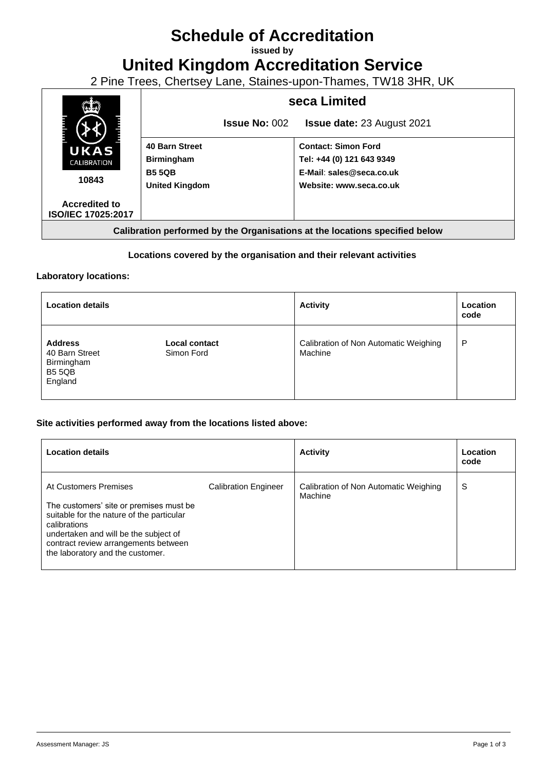# Schedule of Accreditation

**issued by**

# United Kingdom Accreditation Service

2 Pine Trees, Chertsey Lane, Staines-upon-Thames, TW18 3HR, UK

| UKAS CALIBRATION 10843 Accredited to ISO/IEC 17025:2017 | **seca Limited** | |
|---|---|---|
| | **Issue No:** 002 | **Issue date:** 23 August 2021 |
| | **40 Barn Street** **Birmingham** **B5 5QB** **United Kingdom** | **Contact: Simon Ford** **Tel: +44 (0) 121 643 9349** **E-Mail: sales@seca.co.uk** **Website: www.seca.co.uk** |

**Calibration performed by the Organisations at the locations specified below**

**Locations covered by the organisation and their relevant activities**

**Laboratory locations:**

| Location details | | Activity | Location code |
|---|---|---|---|
| **Address** 40 Barn Street Birmingham B5 5QB England | **Local contact** Simon Ford | Calibration of Non Automatic Weighing Machine | P |

**Site activities performed away from the locations listed above:**

| Location details | | Activity | Location code |
|---|---|---|---|
| At Customers Premises<br><br>The customers' site or premises must be suitable for the nature of the particular calibrations undertaken and will be the subject of contract review arrangements between the laboratory and the customer. | Calibration Engineer | Calibration of Non Automatic Weighing Machine | S |

Assessment Manager: JS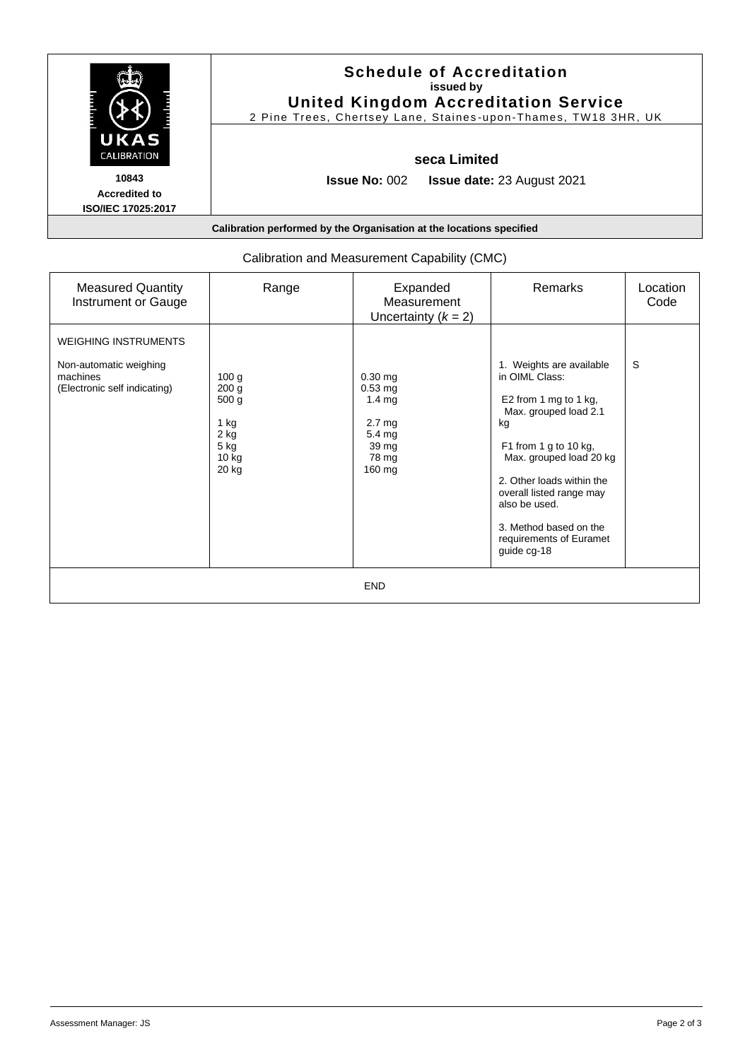**Schedule of Accreditation**
**issued by**
**United Kingdom Accreditation Service**
2 Pine Trees, Chertsey Lane, Staines-upon-Thames, TW18 3HR, UK

**10843**
**Accredited to**
**ISO/IEC 17025:2017**

**seca Limited**

**Issue No:** 002 **Issue date:** 23 August 2021

**Calibration performed by the Organisation at the locations specified**

Calibration and Measurement Capability (CMC)

| Measured Quantity Instrument or Gauge | Range | Expanded Measurement Uncertainty ($k$ = 2) | Remarks | Location Code |
|---|---|---|---|---|
| WEIGHING INSTRUMENTS<br><br>Non-automatic weighing machines<br>(Electronic self indicating) | 100 g<br>200 g<br>500 g<br>1 kg<br>2 kg<br>5 kg<br>10 kg<br>20 kg | 0.30 mg<br>0.53 mg<br>1.4 mg<br>2.7 mg<br>5.4 mg<br>39 mg<br>78 mg<br>160 mg | 1. Weights are available in OIML Class:<br>E2 from 1 mg to 1 kg, Max. grouped load 2.1 kg<br>F1 from 1 g to 10 kg, Max. grouped load 20 kg<br>2. Other loads within the overall listed range may also be used.<br>3. Method based on the requirements of Euramet guide cg-18 | S |

END

Assessment Manager: JS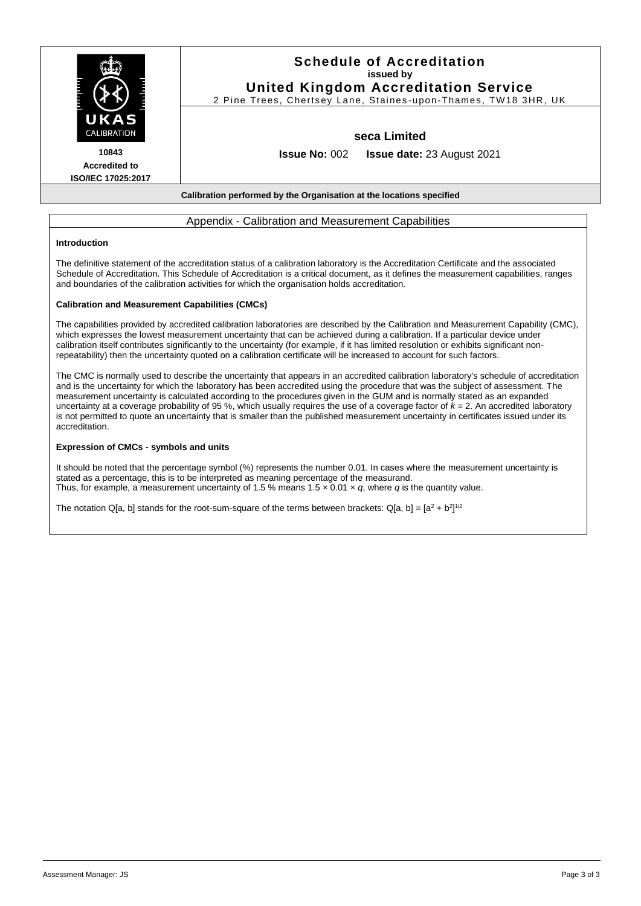# Schedule of Accreditation

**issued by**

## United Kingdom Accreditation Service

2 Pine Trees, Chertsey Lane, Staines-upon-Thames, TW18 3HR, UK

**10843**
**Accredited to**
**ISO/IEC 17025:2017**

### seca Limited

**Issue No:** 002 **Issue date:** 23 August 2021

**Calibration performed by the Organisation at the locations specified**

## Appendix - Calibration and Measurement Capabilities

**Introduction**

The definitive statement of the accreditation status of a calibration laboratory is the Accreditation Certificate and the associated Schedule of Accreditation. This Schedule of Accreditation is a critical document, as it defines the measurement capabilities, ranges and boundaries of the calibration activities for which the organisation holds accreditation.

**Calibration and Measurement Capabilities (CMCs)**

The capabilities provided by accredited calibration laboratories are described by the Calibration and Measurement Capability (CMC), which expresses the lowest measurement uncertainty that can be achieved during a calibration. If a particular device under calibration itself contributes significantly to the uncertainty (for example, if it has limited resolution or exhibits significant non-repeatability) then the uncertainty quoted on a calibration certificate will be increased to account for such factors.

The CMC is normally used to describe the uncertainty that appears in an accredited calibration laboratory's schedule of accreditation and is the uncertainty for which the laboratory has been accredited using the procedure that was the subject of assessment. The measurement uncertainty is calculated according to the procedures given in the GUM and is normally stated as an expanded uncertainty at a coverage probability of 95 %, which usually requires the use of a coverage factor of $k = 2$. An accredited laboratory is not permitted to quote an uncertainty that is smaller than the published measurement uncertainty in certificates issued under its accreditation.

**Expression of CMCs - symbols and units**

It should be noted that the percentage symbol (%) represents the number 0.01. In cases where the measurement uncertainty is stated as a percentage, this is to be interpreted as meaning percentage of the measurand.
Thus, for example, a measurement uncertainty of 1.5 % means $1.5 \times 0.01 \times q$, where $q$ is the quantity value.

The notation Q[a, b] stands for the root-sum-square of the terms between brackets: $Q[a, b] = [a^2 + b^2]^{1/2}$

Assessment Manager: JS